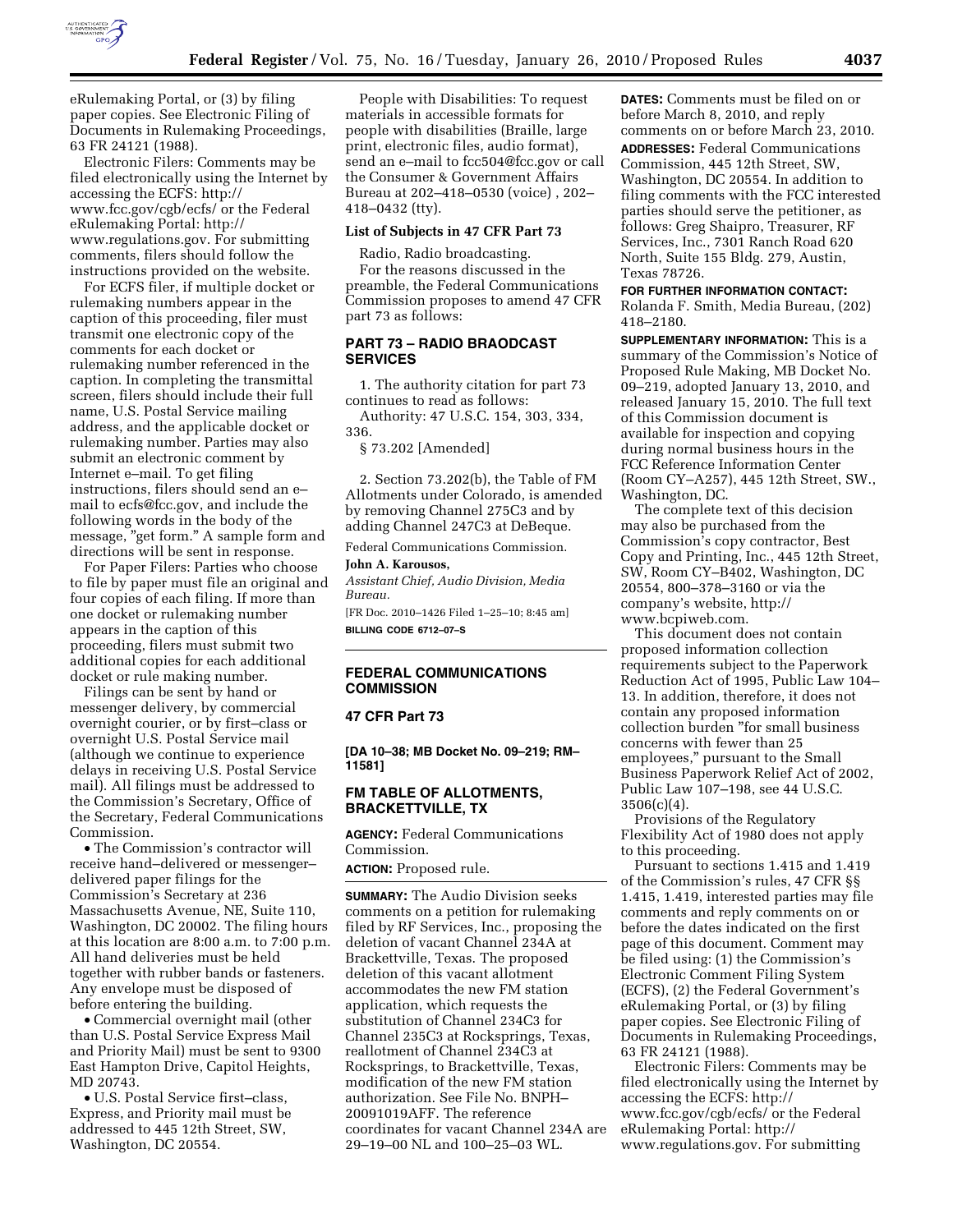eRulemaking Portal, or (3) by filing paper copies. See Electronic Filing of Documents in Rulemaking Proceedings, 63 FR 24121 (1988).

Electronic Filers: Comments may be filed electronically using the Internet by accessing the ECFS: http://www.fcc.gov/cgb/ecfs/ or the Federal eRulemaking Portal: http://www.regulations.gov. For submitting comments, filers should follow the instructions provided on the website.

For ECFS filer, if multiple docket or rulemaking numbers appear in the caption of this proceeding, filer must transmit one electronic copy of the comments for each docket or rulemaking number referenced in the caption. In completing the transmittal screen, filers should include their full name, U.S. Postal Service mailing address, and the applicable docket or rulemaking number. Parties may also submit an electronic comment by Internet e–mail. To get filing instructions, filers should send an e–mail to ecfs@fcc.gov, and include the following words in the body of the message, "get form." A sample form and directions will be sent in response.

For Paper Filers: Parties who choose to file by paper must file an original and four copies of each filing. If more than one docket or rulemaking number appears in the caption of this proceeding, filers must submit two additional copies for each additional docket or rule making number.

Filings can be sent by hand or messenger delivery, by commercial overnight courier, or by first–class or overnight U.S. Postal Service mail (although we continue to experience delays in receiving U.S. Postal Service mail). All filings must be addressed to the Commission's Secretary, Office of the Secretary, Federal Communications Commission.

- The Commission's contractor will receive hand–delivered or messenger–delivered paper filings for the Commission's Secretary at 236 Massachusetts Avenue, NE, Suite 110, Washington, DC 20002. The filing hours at this location are 8:00 a.m. to 7:00 p.m. All hand deliveries must be held together with rubber bands or fasteners. Any envelope must be disposed of before entering the building.
- Commercial overnight mail (other than U.S. Postal Service Express Mail and Priority Mail) must be sent to 9300 East Hampton Drive, Capitol Heights, MD 20743.
- U.S. Postal Service first–class, Express, and Priority mail must be addressed to 445 12th Street, SW, Washington, DC 20554.

People with Disabilities: To request materials in accessible formats for people with disabilities (Braille, large print, electronic files, audio format), send an e–mail to fcc504@fcc.gov or call the Consumer & Government Affairs Bureau at 202–418–0530 (voice) , 202–418–0432 (tty).

**List of Subjects in 47 CFR Part 73**

Radio, Radio broadcasting.

For the reasons discussed in the preamble, the Federal Communications Commission proposes to amend 47 CFR part 73 as follows:

## PART 73 – RADIO BRAODCAST SERVICES

1. The authority citation for part 73 continues to read as follows:

Authority: 47 U.S.C. 154, 303, 334, 336.

§ 73.202 [Amended]

2. Section 73.202(b), the Table of FM Allotments under Colorado, is amended by removing Channel 275C3 and by adding Channel 247C3 at DeBeque.

Federal Communications Commission.

**John A. Karousos,**

*Assistant Chief, Audio Division, Media Bureau.*

[FR Doc. 2010–1426 Filed 1–25–10; 8:45 am]

**BILLING CODE 6712–07–S**

---

# FEDERAL COMMUNICATIONS COMMISSION

## 47 CFR Part 73

**[DA 10–38; MB Docket No. 09–219; RM–11581]**

## FM TABLE OF ALLOTMENTS, BRACKETTVILLE, TX

**AGENCY:** Federal Communications Commission.

**ACTION:** Proposed rule.

**SUMMARY:** The Audio Division seeks comments on a petition for rulemaking filed by RF Services, Inc., proposing the deletion of vacant Channel 234A at Brackettville, Texas. The proposed deletion of this vacant allotment accommodates the new FM station application, which requests the substitution of Channel 234C3 for Channel 235C3 at Rocksprings, Texas, reallotment of Channel 234C3 at Rocksprings, to Brackettville, Texas, modification of the new FM station authorization. See File No. BNPH–20091019AFF. The reference coordinates for vacant Channel 234A are 29–19–00 NL and 100–25–03 WL.

**DATES:** Comments must be filed on or before March 8, 2010, and reply comments on or before March 23, 2010.

**ADDRESSES:** Federal Communications Commission, 445 12th Street, SW, Washington, DC 20554. In addition to filing comments with the FCC interested parties should serve the petitioner, as follows: Greg Shaipro, Treasurer, RF Services, Inc., 7301 Ranch Road 620 North, Suite 155 Bldg. 279, Austin, Texas 78726.

**FOR FURTHER INFORMATION CONTACT:** Rolanda F. Smith, Media Bureau, (202) 418–2180.

**SUPPLEMENTARY INFORMATION:** This is a summary of the Commission's Notice of Proposed Rule Making, MB Docket No. 09–219, adopted January 13, 2010, and released January 15, 2010. The full text of this Commission document is available for inspection and copying during normal business hours in the FCC Reference Information Center (Room CY–A257), 445 12th Street, SW., Washington, DC.

The complete text of this decision may also be purchased from the Commission's copy contractor, Best Copy and Printing, Inc., 445 12th Street, SW, Room CY–B402, Washington, DC 20554, 800–378–3160 or via the company's website, http://www.bcpiweb.com.

This document does not contain proposed information collection requirements subject to the Paperwork Reduction Act of 1995, Public Law 104–13. In addition, therefore, it does not contain any proposed information collection burden "for small business concerns with fewer than 25 employees," pursuant to the Small Business Paperwork Relief Act of 2002, Public Law 107–198, see 44 U.S.C. 3506(c)(4).

Provisions of the Regulatory Flexibility Act of 1980 does not apply to this proceeding.

Pursuant to sections 1.415 and 1.419 of the Commission's rules, 47 CFR §§ 1.415, 1.419, interested parties may file comments and reply comments on or before the dates indicated on the first page of this document. Comment may be filed using: (1) the Commission's Electronic Comment Filing System (ECFS), (2) the Federal Government's eRulemaking Portal, or (3) by filing paper copies. See Electronic Filing of Documents in Rulemaking Proceedings, 63 FR 24121 (1988).

Electronic Filers: Comments may be filed electronically using the Internet by accessing the ECFS: http://www.fcc.gov/cgb/ecfs/ or the Federal eRulemaking Portal: http://www.regulations.gov. For submitting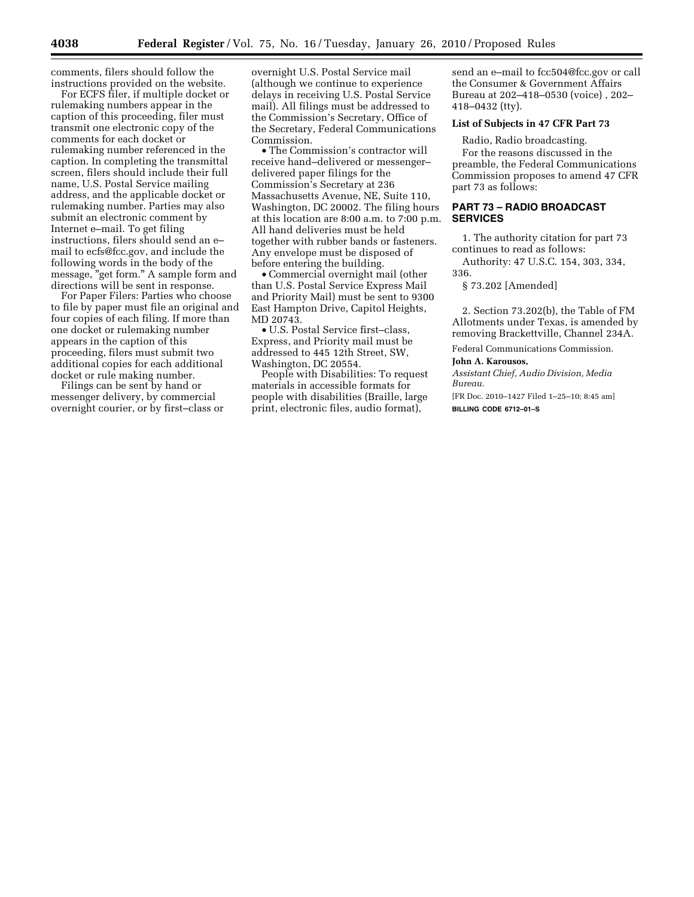comments, filers should follow the instructions provided on the website.

For ECFS filer, if multiple docket or rulemaking numbers appear in the caption of this proceeding, filer must transmit one electronic copy of the comments for each docket or rulemaking number referenced in the caption. In completing the transmittal screen, filers should include their full name, U.S. Postal Service mailing address, and the applicable docket or rulemaking number. Parties may also submit an electronic comment by Internet e–mail. To get filing instructions, filers should send an e–mail to ecfs@fcc.gov, and include the following words in the body of the message, "get form." A sample form and directions will be sent in response.

For Paper Filers: Parties who choose to file by paper must file an original and four copies of each filing. If more than one docket or rulemaking number appears in the caption of this proceeding, filers must submit two additional copies for each additional docket or rule making number.

Filings can be sent by hand or messenger delivery, by commercial overnight courier, or by first–class or overnight U.S. Postal Service mail (although we continue to experience delays in receiving U.S. Postal Service mail). All filings must be addressed to the Commission's Secretary, Office of the Secretary, Federal Communications Commission.

- The Commission's contractor will receive hand–delivered or messenger–delivered paper filings for the Commission's Secretary at 236 Massachusetts Avenue, NE, Suite 110, Washington, DC 20002. The filing hours at this location are 8:00 a.m. to 7:00 p.m. All hand deliveries must be held together with rubber bands or fasteners. Any envelope must be disposed of before entering the building.
- Commercial overnight mail (other than U.S. Postal Service Express Mail and Priority Mail) must be sent to 9300 East Hampton Drive, Capitol Heights, MD 20743.
- U.S. Postal Service first–class, Express, and Priority mail must be addressed to 445 12th Street, SW, Washington, DC 20554.

People with Disabilities: To request materials in accessible formats for people with disabilities (Braille, large print, electronic files, audio format), send an e–mail to fcc504@fcc.gov or call the Consumer & Government Affairs Bureau at 202–418–0530 (voice) , 202–418–0432 (tty).

**List of Subjects in 47 CFR Part 73**

Radio, Radio broadcasting.

For the reasons discussed in the preamble, the Federal Communications Commission proposes to amend 47 CFR part 73 as follows:

## PART 73 – RADIO BROADCAST SERVICES

1. The authority citation for part 73 continues to read as follows:

Authority: 47 U.S.C. 154, 303, 334, 336.

§ 73.202 [Amended]

2. Section 73.202(b), the Table of FM Allotments under Texas, is amended by removing Brackettville, Channel 234A.

Federal Communications Commission.

**John A. Karousos,**

*Assistant Chief, Audio Division, Media Bureau.*

[FR Doc. 2010–1427 Filed 1–25–10; 8:45 am]

**BILLING CODE 6712–01–S**